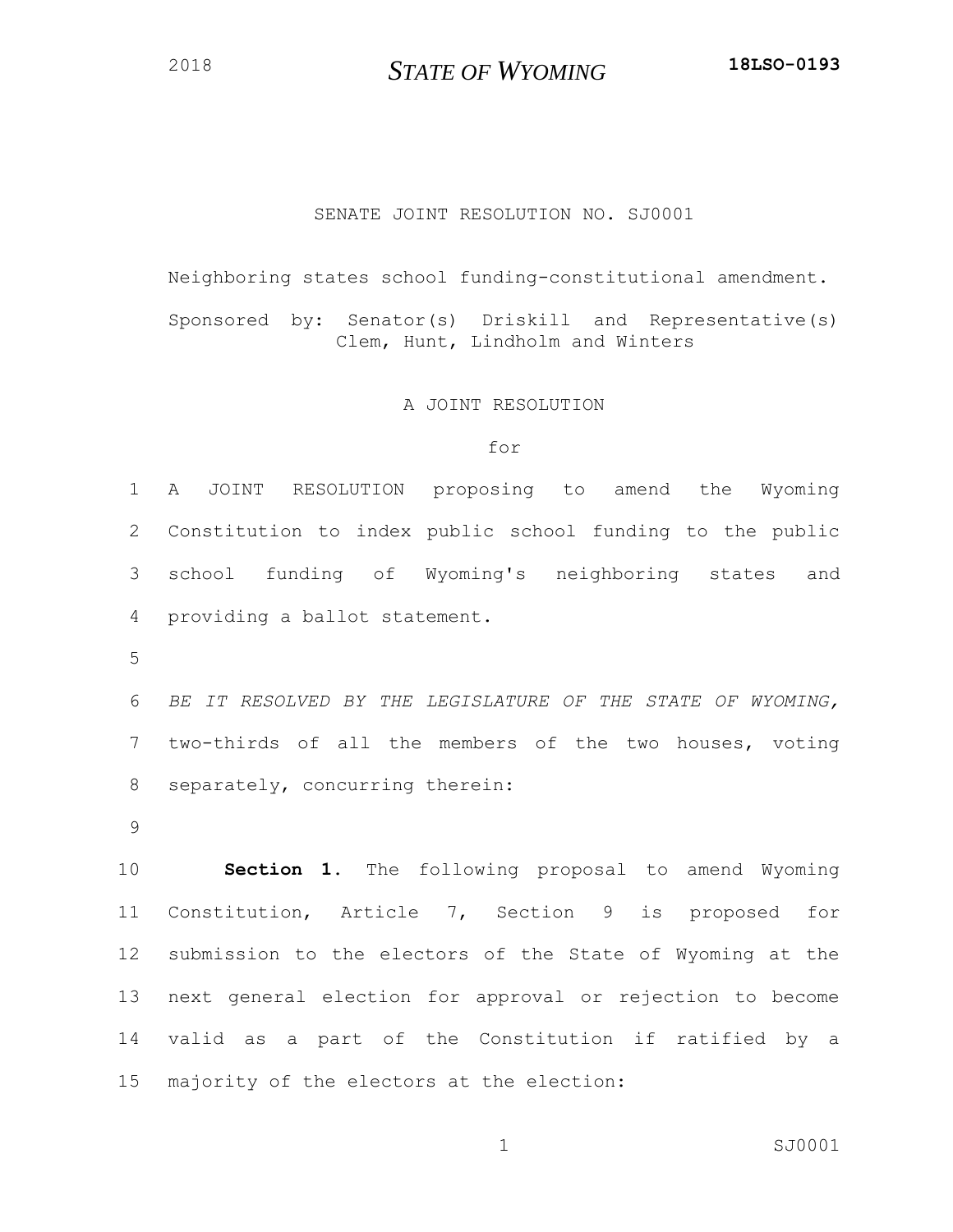2018 **STATE OF WYOMING** **18LSO-0193**

SENATE JOINT RESOLUTION NO. SJ0001

Neighboring states school funding-constitutional amendment.

Sponsored by: Senator(s) Driskill and Representative(s) Clem, Hunt, Lindholm and Winters

A JOINT RESOLUTION

for

A JOINT RESOLUTION proposing to amend the Wyoming Constitution to index public school funding to the public school funding of Wyoming's neighboring states and providing a ballot statement.

*BE IT RESOLVED BY THE LEGISLATURE OF THE STATE OF WYOMING,* two-thirds of all the members of the two houses, voting separately, concurring therein:

**Section 1.** The following proposal to amend Wyoming Constitution, Article 7, Section 9 is proposed for submission to the electors of the State of Wyoming at the next general election for approval or rejection to become valid as a part of the Constitution if ratified by a majority of the electors at the election: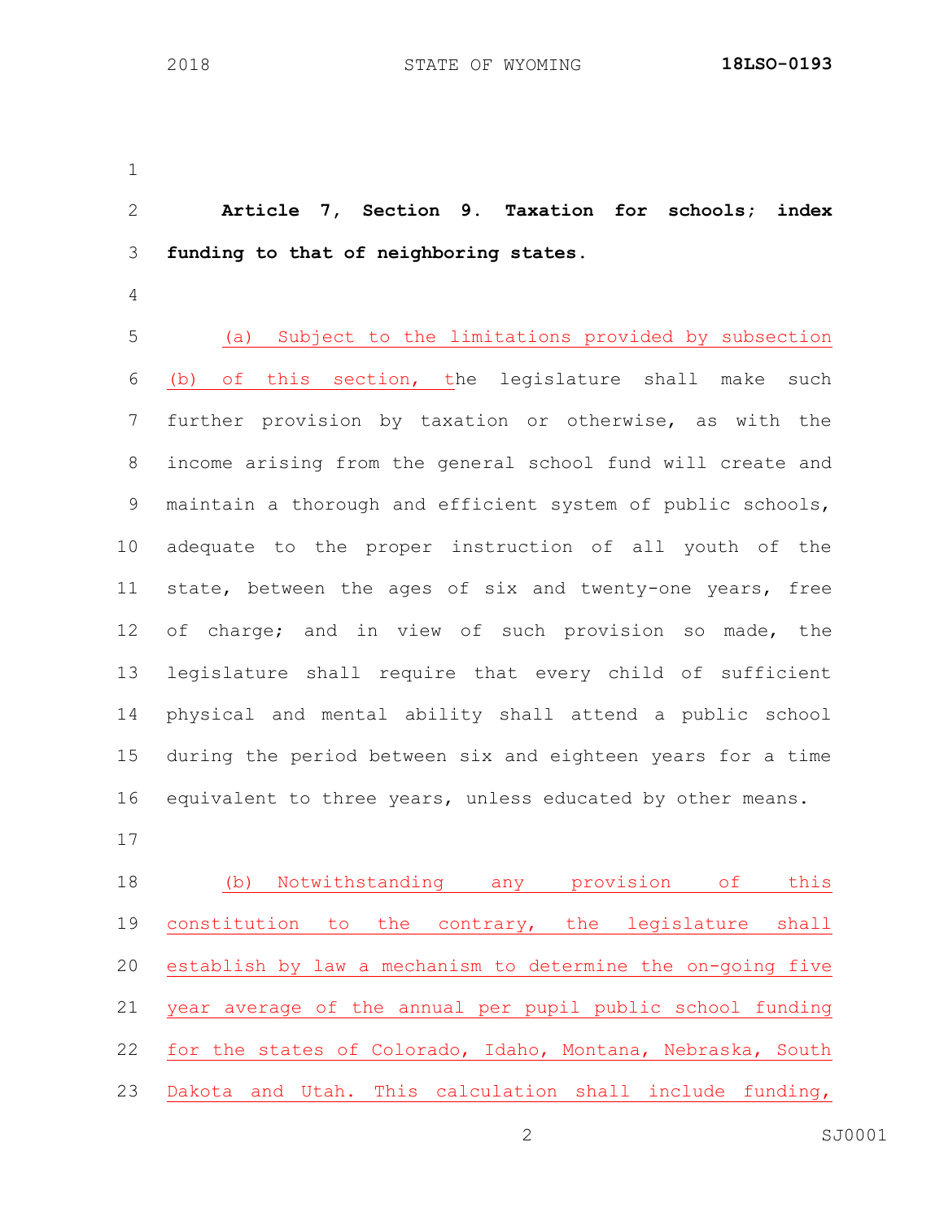**Article 7, Section 9. Taxation for schools; index funding to that of neighboring states.**

(a) Subject to the limitations provided by subsection (b) of this section, the legislature shall make such further provision by taxation or otherwise, as with the income arising from the general school fund will create and maintain a thorough and efficient system of public schools, adequate to the proper instruction of all youth of the state, between the ages of six and twenty-one years, free of charge; and in view of such provision so made, the legislature shall require that every child of sufficient physical and mental ability shall attend a public school during the period between six and eighteen years for a time equivalent to three years, unless educated by other means.

(b) Notwithstanding any provision of this constitution to the contrary, the legislature shall establish by law a mechanism to determine the on-going five year average of the annual per pupil public school funding for the states of Colorado, Idaho, Montana, Nebraska, South Dakota and Utah. This calculation shall include funding,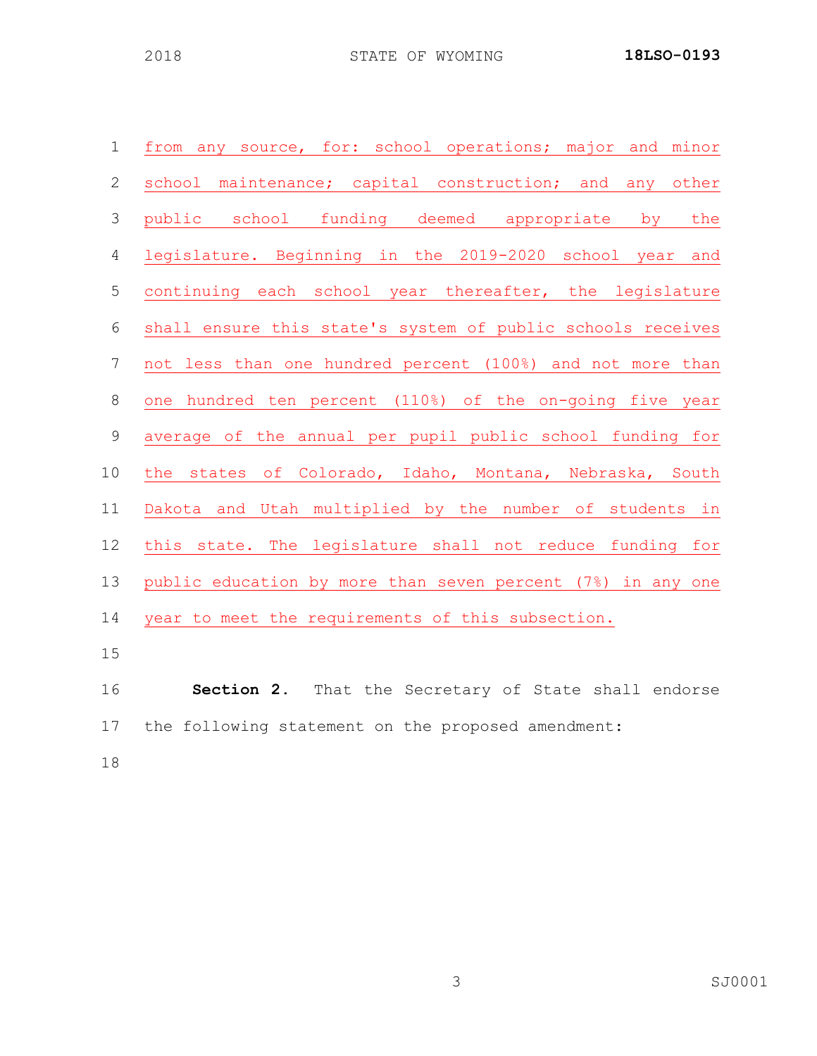from any source, for: school operations; major and minor school maintenance; capital construction; and any other public school funding deemed appropriate by the legislature. Beginning in the 2019-2020 school year and continuing each school year thereafter, the legislature shall ensure this state's system of public schools receives not less than one hundred percent (100%) and not more than one hundred ten percent (110%) of the on-going five year average of the annual per pupil public school funding for the states of Colorado, Idaho, Montana, Nebraska, South Dakota and Utah multiplied by the number of students in this state. The legislature shall not reduce funding for public education by more than seven percent (7%) in any one year to meet the requirements of this subsection.

**Section 2.** That the Secretary of State shall endorse the following statement on the proposed amendment: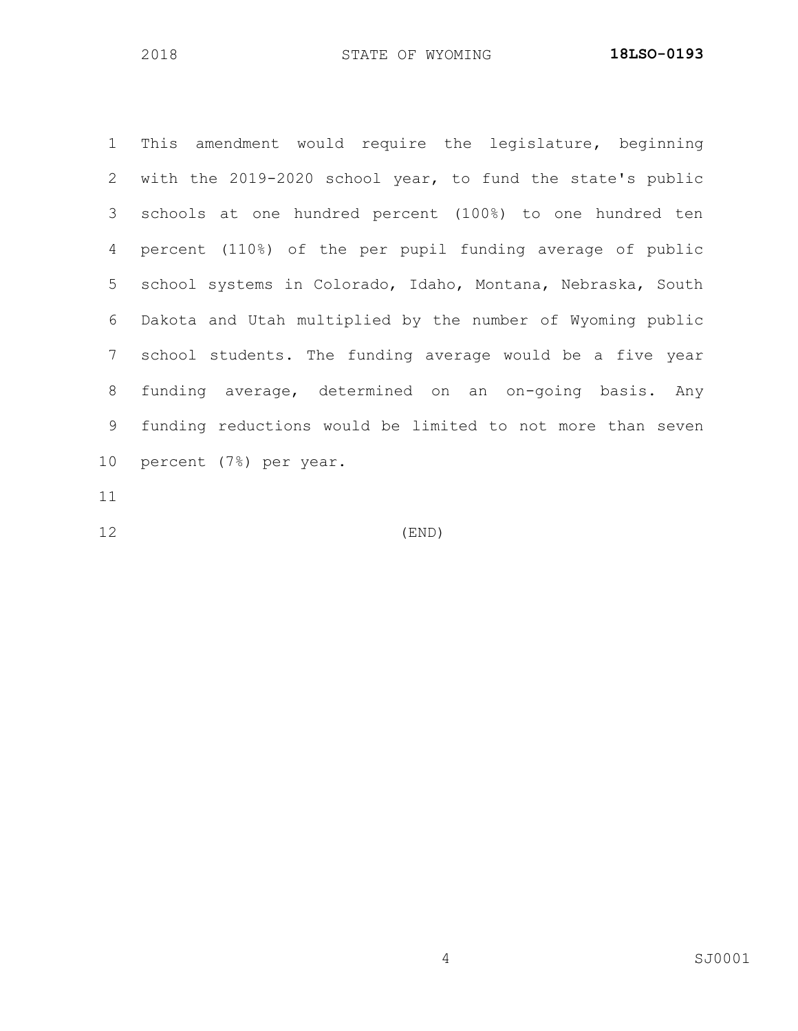This amendment would require the legislature, beginning with the 2019-2020 school year, to fund the state's public schools at one hundred percent (100%) to one hundred ten percent (110%) of the per pupil funding average of public school systems in Colorado, Idaho, Montana, Nebraska, South Dakota and Utah multiplied by the number of Wyoming public school students. The funding average would be a five year funding average, determined on an on-going basis. Any funding reductions would be limited to not more than seven percent (7%) per year.

(END)